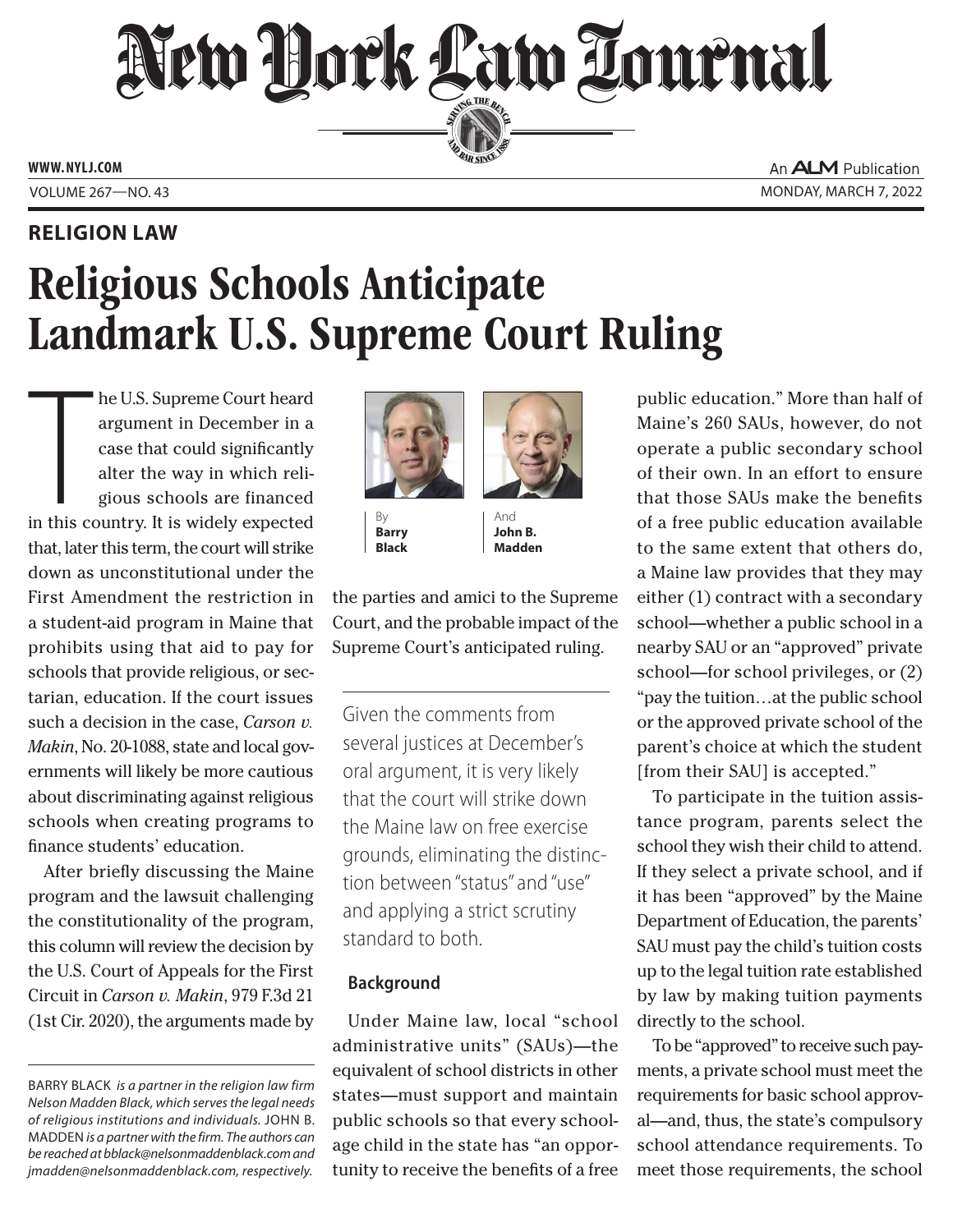## RELIGION LAW

# Religious Schools Anticipate Landmark U.S. Supreme Court Ruling

By **Barry Black** And **John B. Madden**

The U.S. Supreme Court heard argument in December in a case that could significantly alter the way in which religious schools are financed in this country. It is widely expected that, later this term, the court will strike down as unconstitutional under the First Amendment the restriction in a student-aid program in Maine that prohibits using that aid to pay for schools that provide religious, or sectarian, education. If the court issues such a decision in the case, *Carson v. Makin*, No. 20-1088, state and local governments will likely be more cautious about discriminating against religious schools when creating programs to finance students' education.

After briefly discussing the Maine program and the lawsuit challenging the constitutionality of the program, this column will review the decision by the U.S. Court of Appeals for the First Circuit in *Carson v. Makin*, 979 F.3d 21 (1st Cir. 2020), the arguments made by the parties and amici to the Supreme Court, and the probable impact of the Supreme Court's anticipated ruling.

> Given the comments from several justices at December's oral argument, it is very likely that the court will strike down the Maine law on free exercise grounds, eliminating the distinction between "status" and "use" and applying a strict scrutiny standard to both.

### Background

Under Maine law, local "school administrative units" (SAUs)—the equivalent of school districts in other states—must support and maintain public schools so that every school-age child in the state has "an opportunity to receive the benefits of a free public education." More than half of Maine's 260 SAUs, however, do not operate a public secondary school of their own. In an effort to ensure that those SAUs make the benefits of a free public education available to the same extent that others do, a Maine law provides that they may either (1) contract with a secondary school—whether a public school in a nearby SAU or an "approved" private school—for school privileges, or (2) "pay the tuition…at the public school or the approved private school of the parent's choice at which the student [from their SAU] is accepted."

To participate in the tuition assistance program, parents select the school they wish their child to attend. If they select a private school, and if it has been "approved" by the Maine Department of Education, the parents' SAU must pay the child's tuition costs up to the legal tuition rate established by law by making tuition payments directly to the school.

To be "approved" to receive such payments, a private school must meet the requirements for basic school approval—and, thus, the state's compulsory school attendance requirements. To meet those requirements, the school

---

BARRY BLACK *is a partner in the religion law firm Nelson Madden Black, which serves the legal needs of religious institutions and individuals.* JOHN B. MADDEN *is a partner with the firm. The authors can be reached at bblack@nelsonmaddenblack.com and jmadden@nelsonmaddenblack.com, respectively.*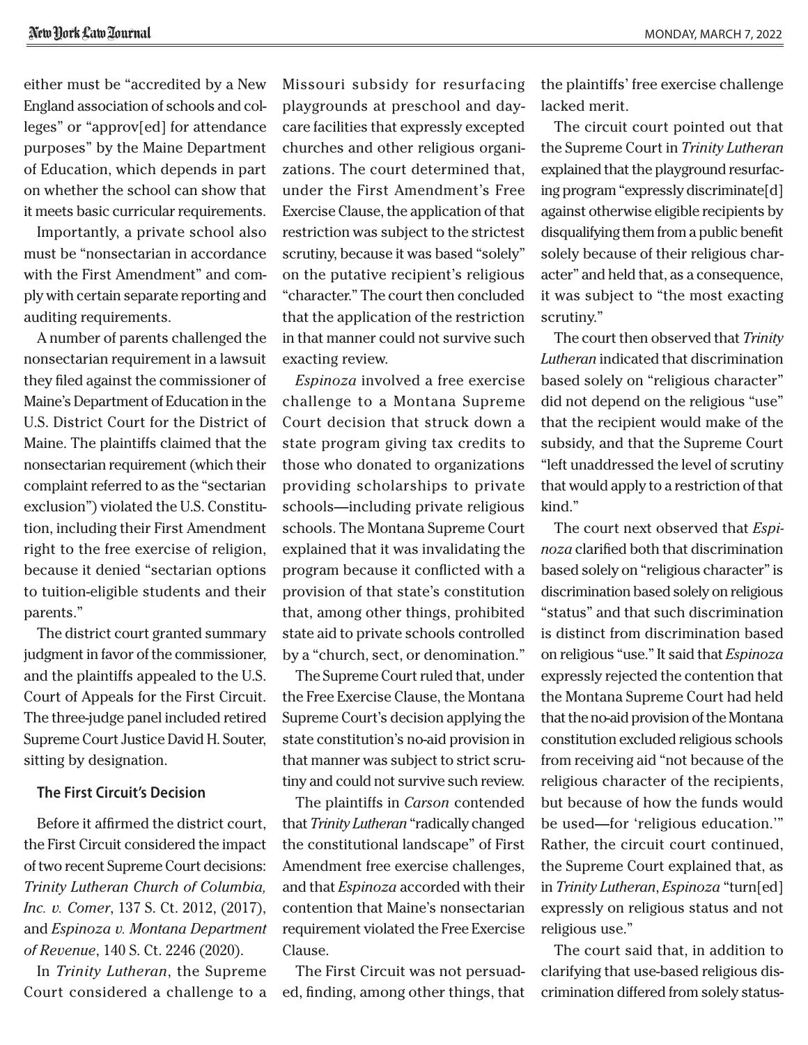either must be "accredited by a New England association of schools and colleges" or "approv[ed] for attendance purposes" by the Maine Department of Education, which depends in part on whether the school can show that it meets basic curricular requirements.

Importantly, a private school also must be "nonsectarian in accordance with the First Amendment" and comply with certain separate reporting and auditing requirements.

A number of parents challenged the nonsectarian requirement in a lawsuit they filed against the commissioner of Maine's Department of Education in the U.S. District Court for the District of Maine. The plaintiffs claimed that the nonsectarian requirement (which their complaint referred to as the "sectarian exclusion") violated the U.S. Constitution, including their First Amendment right to the free exercise of religion, because it denied "sectarian options to tuition-eligible students and their parents."

The district court granted summary judgment in favor of the commissioner, and the plaintiffs appealed to the U.S. Court of Appeals for the First Circuit. The three-judge panel included retired Supreme Court Justice David H. Souter, sitting by designation.

### The First Circuit's Decision

Before it affirmed the district court, the First Circuit considered the impact of two recent Supreme Court decisions: *Trinity Lutheran Church of Columbia, Inc. v. Comer*, 137 S. Ct. 2012, (2017), and *Espinoza v. Montana Department of Revenue*, 140 S. Ct. 2246 (2020).

In *Trinity Lutheran*, the Supreme Court considered a challenge to a Missouri subsidy for resurfacing playgrounds at preschool and daycare facilities that expressly excepted churches and other religious organizations. The court determined that, under the First Amendment's Free Exercise Clause, the application of that restriction was subject to the strictest scrutiny, because it was based "solely" on the putative recipient's religious "character." The court then concluded that the application of the restriction in that manner could not survive such exacting review.

*Espinoza* involved a free exercise challenge to a Montana Supreme Court decision that struck down a state program giving tax credits to those who donated to organizations providing scholarships to private schools—including private religious schools. The Montana Supreme Court explained that it was invalidating the program because it conflicted with a provision of that state's constitution that, among other things, prohibited state aid to private schools controlled by a "church, sect, or denomination."

The Supreme Court ruled that, under the Free Exercise Clause, the Montana Supreme Court's decision applying the state constitution's no-aid provision in that manner was subject to strict scrutiny and could not survive such review.

The plaintiffs in *Carson* contended that *Trinity Lutheran* "radically changed the constitutional landscape" of First Amendment free exercise challenges, and that *Espinoza* accorded with their contention that Maine's nonsectarian requirement violated the Free Exercise Clause.

The First Circuit was not persuaded, finding, among other things, that the plaintiffs' free exercise challenge lacked merit.

The circuit court pointed out that the Supreme Court in *Trinity Lutheran* explained that the playground resurfacing program "expressly discriminate[d] against otherwise eligible recipients by disqualifying them from a public benefit solely because of their religious character" and held that, as a consequence, it was subject to "the most exacting scrutiny."

The court then observed that *Trinity Lutheran* indicated that discrimination based solely on "religious character" did not depend on the religious "use" that the recipient would make of the subsidy, and that the Supreme Court "left unaddressed the level of scrutiny that would apply to a restriction of that kind."

The court next observed that *Espinoza* clarified both that discrimination based solely on "religious character" is discrimination based solely on religious "status" and that such discrimination is distinct from discrimination based on religious "use." It said that *Espinoza* expressly rejected the contention that the Montana Supreme Court had held that the no-aid provision of the Montana constitution excluded religious schools from receiving aid "not because of the religious character of the recipients, but because of how the funds would be used—for 'religious education.'" Rather, the circuit court continued, the Supreme Court explained that, as in *Trinity Lutheran*, *Espinoza* "turn[ed] expressly on religious status and not religious use."

The court said that, in addition to clarifying that use-based religious discrimination differed from solely status-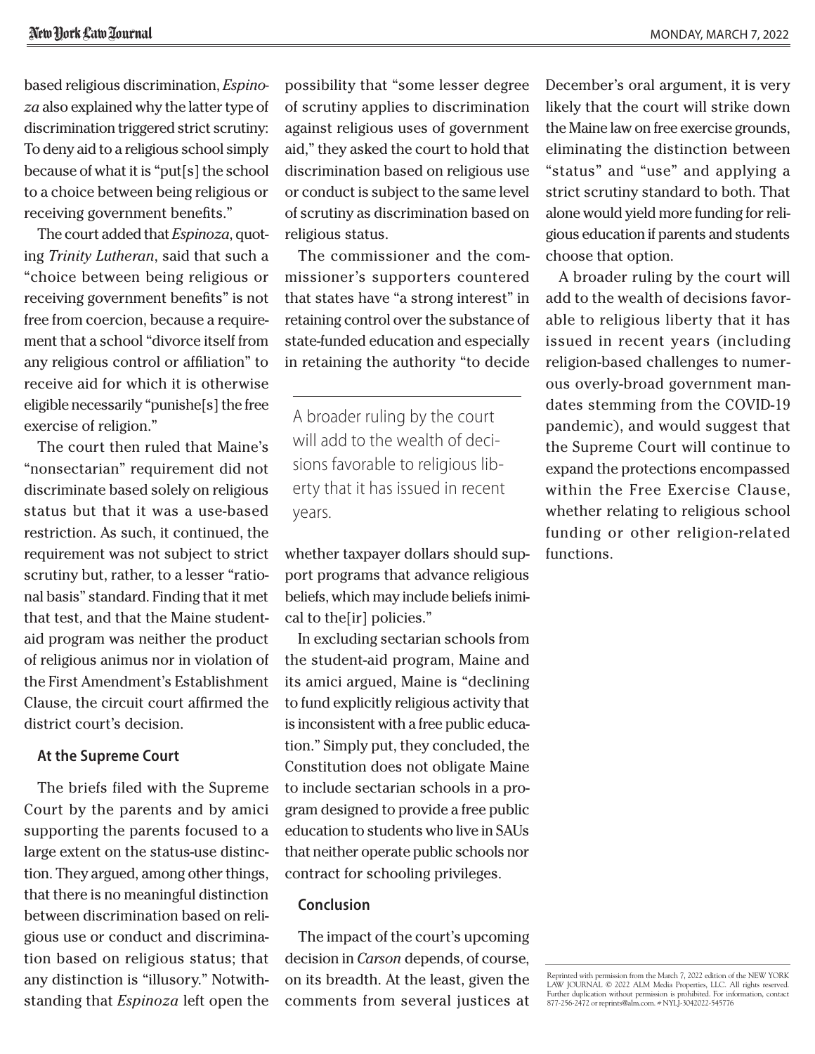based religious discrimination, *Espinoza* also explained why the latter type of discrimination triggered strict scrutiny: To deny aid to a religious school simply because of what it is "put[s] the school to a choice between being religious or receiving government benefits."

The court added that *Espinoza*, quoting *Trinity Lutheran*, said that such a "choice between being religious or receiving government benefits" is not free from coercion, because a requirement that a school "divorce itself from any religious control or affiliation" to receive aid for which it is otherwise eligible necessarily "punishe[s] the free exercise of religion."

The court then ruled that Maine's "nonsectarian" requirement did not discriminate based solely on religious status but that it was a use-based restriction. As such, it continued, the requirement was not subject to strict scrutiny but, rather, to a lesser "rational basis" standard. Finding that it met that test, and that the Maine student-aid program was neither the product of religious animus nor in violation of the First Amendment's Establishment Clause, the circuit court affirmed the district court's decision.

## At the Supreme Court

The briefs filed with the Supreme Court by the parents and by amici supporting the parents focused to a large extent on the status-use distinction. They argued, among other things, that there is no meaningful distinction between discrimination based on religious use or conduct and discrimination based on religious status; that any distinction is "illusory." Notwithstanding that *Espinoza* left open the possibility that "some lesser degree of scrutiny applies to discrimination against religious uses of government aid," they asked the court to hold that discrimination based on religious use or conduct is subject to the same level of scrutiny as discrimination based on religious status.

The commissioner and the commissioner's supporters countered that states have "a strong interest" in retaining control over the substance of state-funded education and especially in retaining the authority "to decide whether taxpayer dollars should support programs that advance religious beliefs, which may include beliefs inimical to the[ir] policies."

> A broader ruling by the court will add to the wealth of decisions favorable to religious liberty that it has issued in recent years.

In excluding sectarian schools from the student-aid program, Maine and its amici argued, Maine is "declining to fund explicitly religious activity that is inconsistent with a free public education." Simply put, they concluded, the Constitution does not obligate Maine to include sectarian schools in a program designed to provide a free public education to students who live in SAUs that neither operate public schools nor contract for schooling privileges.

## Conclusion

The impact of the court's upcoming decision in *Carson* depends, of course, on its breadth. At the least, given the comments from several justices at December's oral argument, it is very likely that the court will strike down the Maine law on free exercise grounds, eliminating the distinction between "status" and "use" and applying a strict scrutiny standard to both. That alone would yield more funding for religious education if parents and students choose that option.

A broader ruling by the court will add to the wealth of decisions favorable to religious liberty that it has issued in recent years (including religion-based challenges to numerous overly-broad government mandates stemming from the COVID-19 pandemic), and would suggest that the Supreme Court will continue to expand the protections encompassed within the Free Exercise Clause, whether relating to religious school funding or other religion-related functions.

Reprinted with permission from the March 7, 2022 edition of the NEW YORK LAW JOURNAL © 2022 ALM Media Properties, LLC. All rights reserved. Further duplication without permission is prohibited. For information, contact 877-256-2472 or reprints@alm.com. # NYLJ-3042022-545776